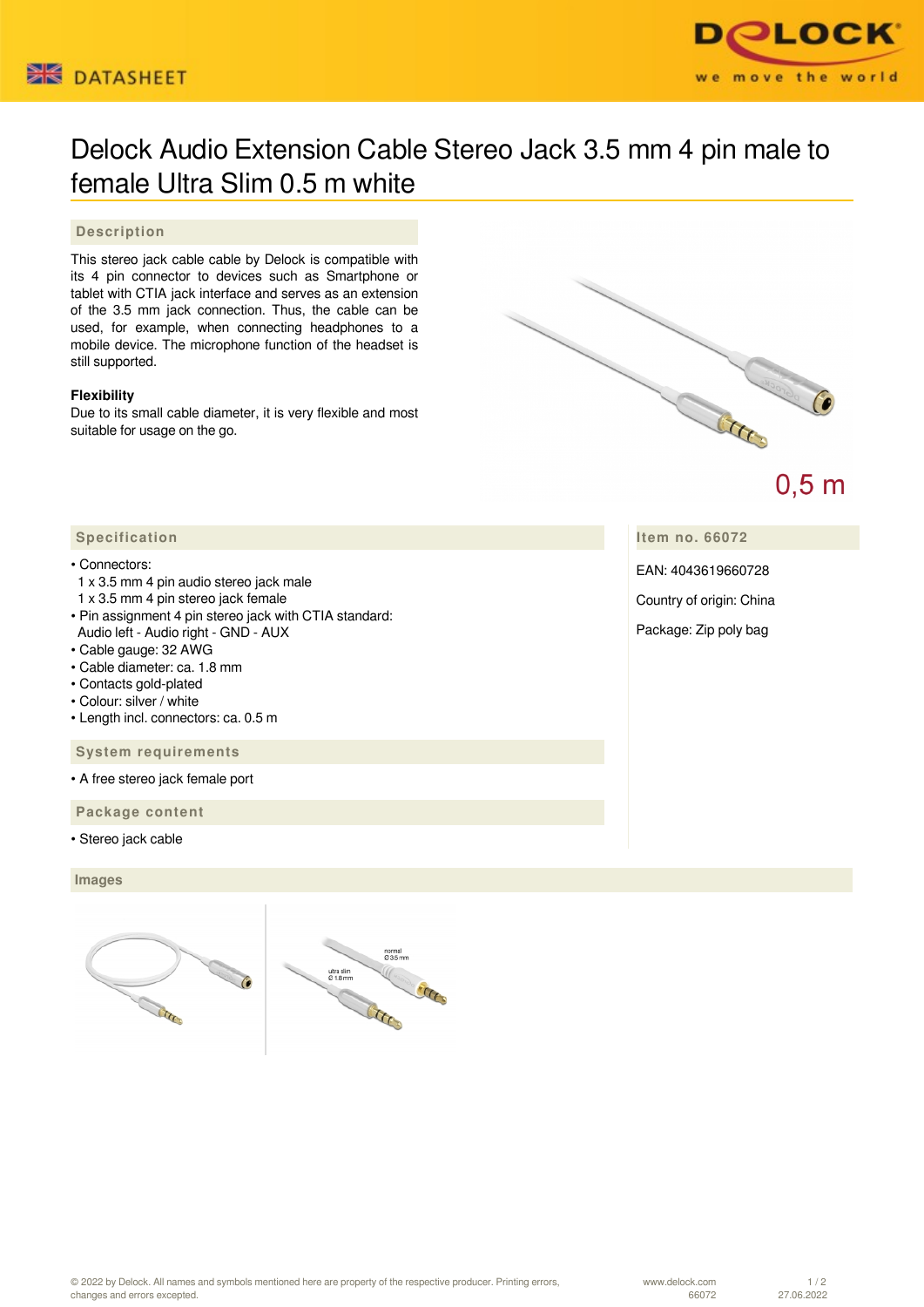DATASHEET

# Delock Audio Extension Cable Stereo Jack 3.5 mm 4 pin male to female Ultra Slim 0.5 m white

## Description

This stereo jack cable cable by Delock is compatible with its 4 pin connector to devices such as Smartphone or tablet with CTIA jack interface and serves as an extension of the 3.5 mm jack connection. Thus, the cable can be used, for example, when connecting headphones to a mobile device. The microphone function of the headset is still supported.

**Flexibility**
Due to its small cable diameter, it is very flexible and most suitable for usage on the go.

0,5 m

## Specification

- Connectors:
  1 x 3.5 mm 4 pin audio stereo jack male
  1 x 3.5 mm 4 pin stereo jack female
- Pin assignment 4 pin stereo jack with CTIA standard:
  Audio left - Audio right - GND - AUX
- Cable gauge: 32 AWG
- Cable diameter: ca. 1.8 mm
- Contacts gold-plated
- Colour: silver / white
- Length incl. connectors: ca. 0.5 m

## Item no. 66072

EAN: 4043619660728

Country of origin: China

Package: Zip poly bag

## System requirements

- A free stereo jack female port

## Package content

- Stereo jack cable

## Images

normal
Ø 3.5 mm

ultra slim
Ø 1.8 mm

© 2022 by Delock. All names and symbols mentioned here are property of the respective producer. Printing errors, changes and errors excepted.

www.delock.com
66072

27.06.2022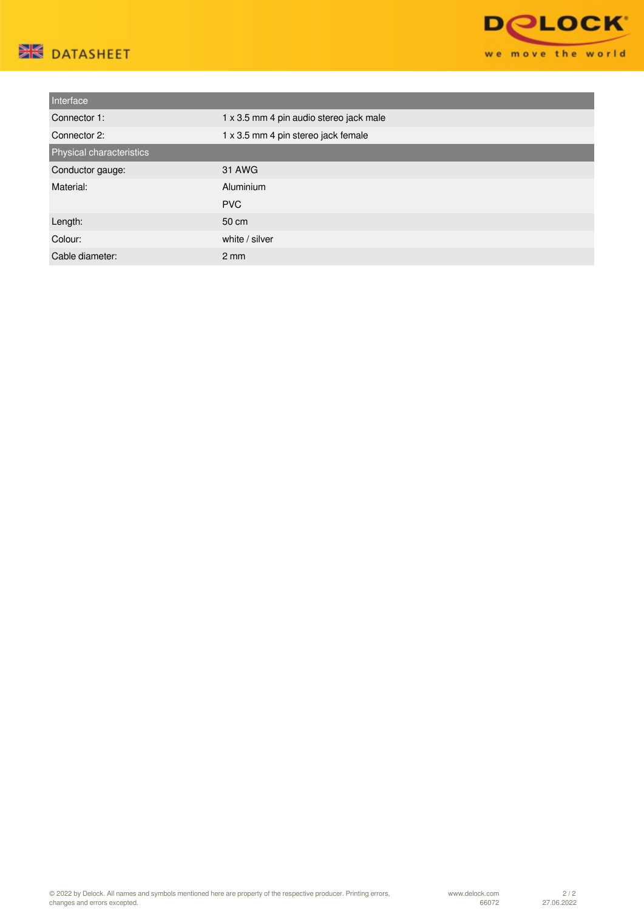| Interface | |
|---|---|
| Connector 1: | 1 x 3.5 mm 4 pin audio stereo jack male |
| Connector 2: | 1 x 3.5 mm 4 pin stereo jack female |
| **Physical characteristics** | |
| Conductor gauge: | 31 AWG |
| Material: | Aluminium |
| | PVC |
| Length: | 50 cm |
| Colour: | white / silver |
| Cable diameter: | 2 mm |

© 2022 by Delock. All names and symbols mentioned here are property of the respective producer. Printing errors, changes and errors excepted.

www.delock.com
66072

27.06.2022